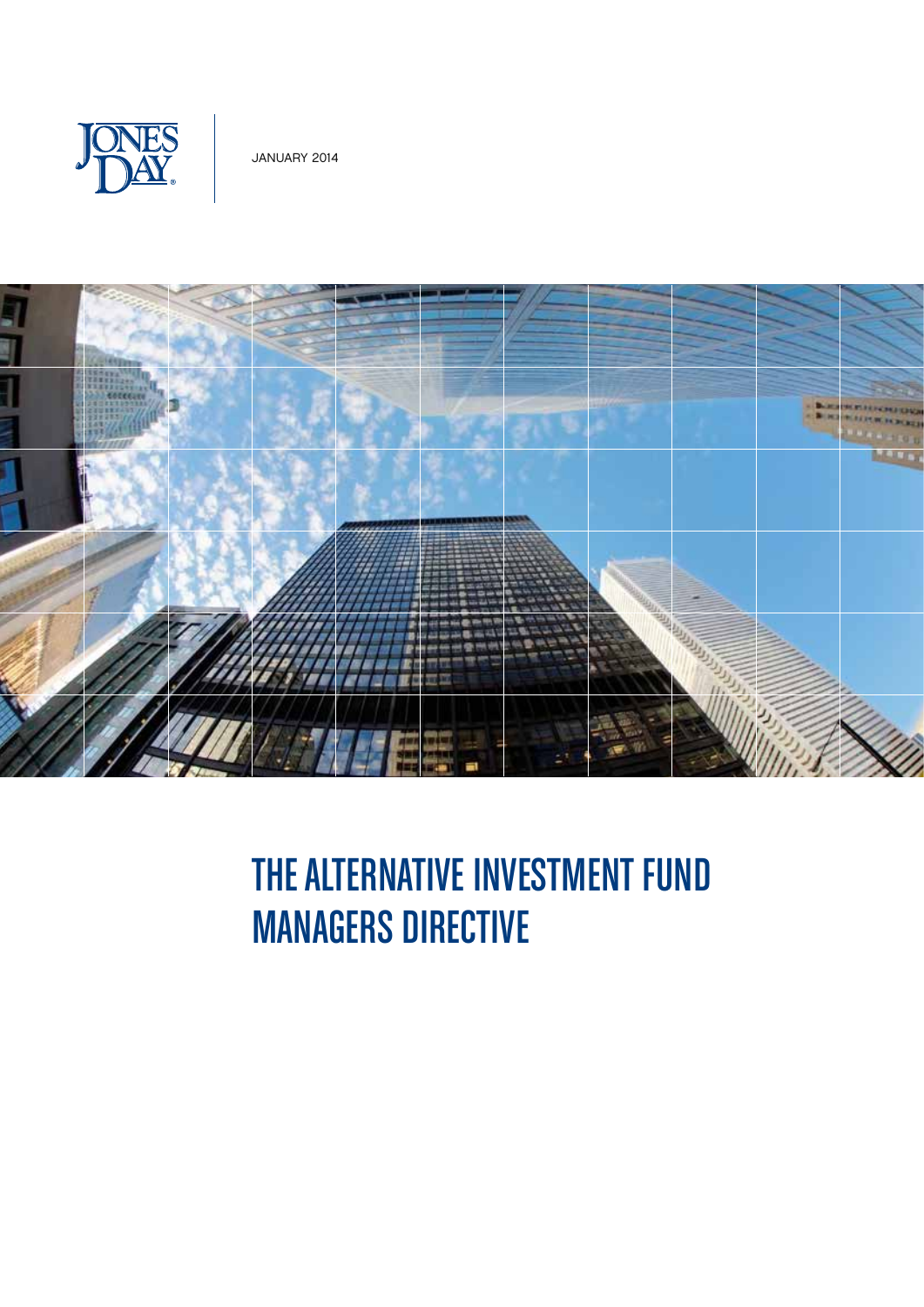JONES DAY

JANUARY 2014

# THE ALTERNATIVE INVESTMENT FUND MANAGERS DIRECTIVE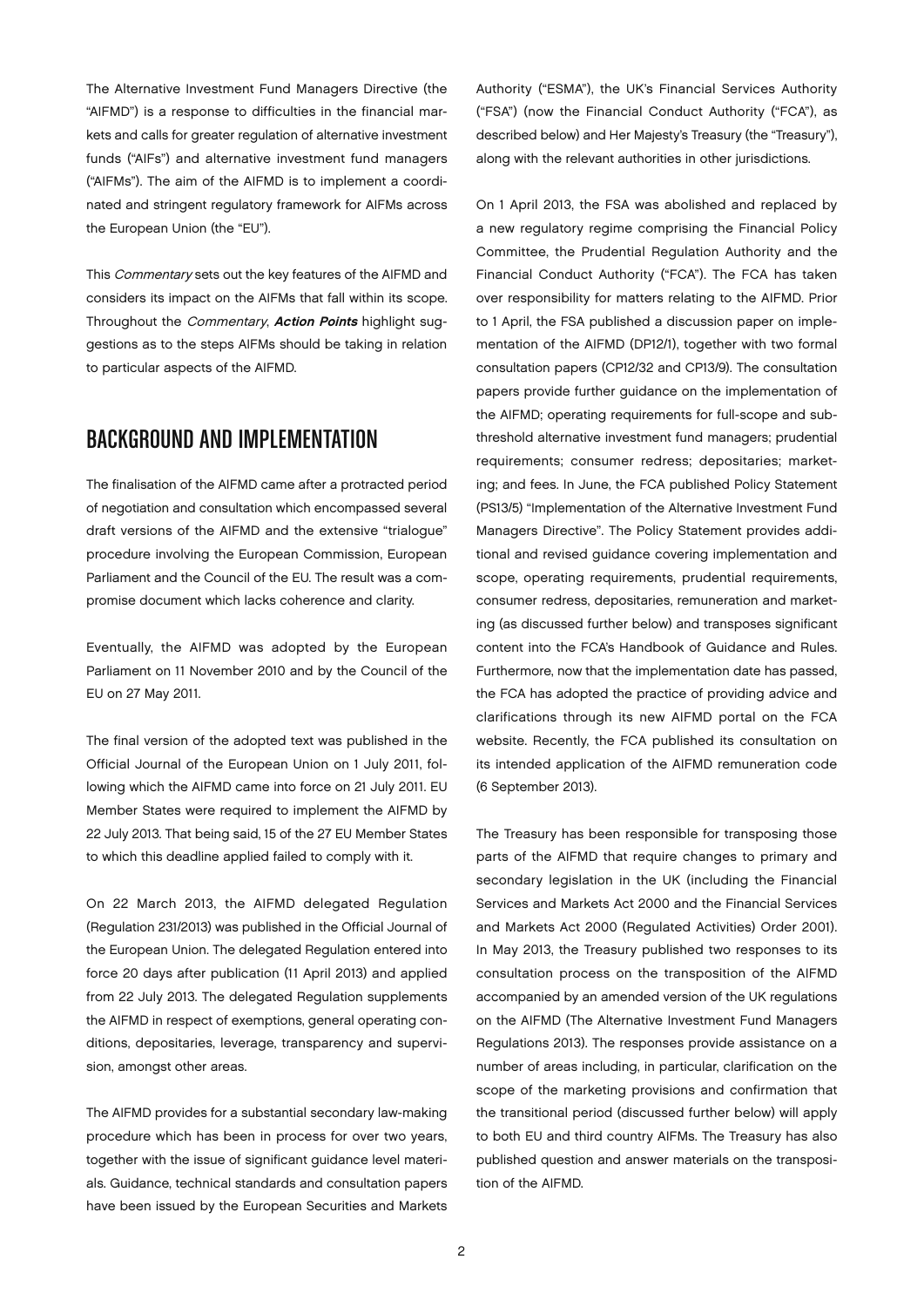The Alternative Investment Fund Managers Directive (the "AIFMD") is a response to difficulties in the financial markets and calls for greater regulation of alternative investment funds ("AIFs") and alternative investment fund managers ("AIFMs"). The aim of the AIFMD is to implement a coordinated and stringent regulatory framework for AIFMs across the European Union (the "EU").

This *Commentary* sets out the key features of the AIFMD and considers its impact on the AIFMs that fall within its scope. Throughout the *Commentary*, ***Action Points*** highlight suggestions as to the steps AIFMs should be taking in relation to particular aspects of the AIFMD.

## BACKGROUND AND IMPLEMENTATION

The finalisation of the AIFMD came after a protracted period of negotiation and consultation which encompassed several draft versions of the AIFMD and the extensive "trialogue" procedure involving the European Commission, European Parliament and the Council of the EU. The result was a compromise document which lacks coherence and clarity.

Eventually, the AIFMD was adopted by the European Parliament on 11 November 2010 and by the Council of the EU on 27 May 2011.

The final version of the adopted text was published in the Official Journal of the European Union on 1 July 2011, following which the AIFMD came into force on 21 July 2011. EU Member States were required to implement the AIFMD by 22 July 2013. That being said, 15 of the 27 EU Member States to which this deadline applied failed to comply with it.

On 22 March 2013, the AIFMD delegated Regulation (Regulation 231/2013) was published in the Official Journal of the European Union. The delegated Regulation entered into force 20 days after publication (11 April 2013) and applied from 22 July 2013. The delegated Regulation supplements the AIFMD in respect of exemptions, general operating conditions, depositaries, leverage, transparency and supervision, amongst other areas.

The AIFMD provides for a substantial secondary law-making procedure which has been in process for over two years, together with the issue of significant guidance level materials. Guidance, technical standards and consultation papers have been issued by the European Securities and Markets Authority ("ESMA"), the UK's Financial Services Authority ("FSA") (now the Financial Conduct Authority ("FCA"), as described below) and Her Majesty's Treasury (the "Treasury"), along with the relevant authorities in other jurisdictions.

On 1 April 2013, the FSA was abolished and replaced by a new regulatory regime comprising the Financial Policy Committee, the Prudential Regulation Authority and the Financial Conduct Authority ("FCA"). The FCA has taken over responsibility for matters relating to the AIFMD. Prior to 1 April, the FSA published a discussion paper on implementation of the AIFMD (DP12/1), together with two formal consultation papers (CP12/32 and CP13/9). The consultation papers provide further guidance on the implementation of the AIFMD; operating requirements for full-scope and sub-threshold alternative investment fund managers; prudential requirements; consumer redress; depositaries; marketing; and fees. In June, the FCA published Policy Statement (PS13/5) "Implementation of the Alternative Investment Fund Managers Directive". The Policy Statement provides additional and revised guidance covering implementation and scope, operating requirements, prudential requirements, consumer redress, depositaries, remuneration and marketing (as discussed further below) and transposes significant content into the FCA's Handbook of Guidance and Rules. Furthermore, now that the implementation date has passed, the FCA has adopted the practice of providing advice and clarifications through its new AIFMD portal on the FCA website. Recently, the FCA published its consultation on its intended application of the AIFMD remuneration code (6 September 2013).

The Treasury has been responsible for transposing those parts of the AIFMD that require changes to primary and secondary legislation in the UK (including the Financial Services and Markets Act 2000 and the Financial Services and Markets Act 2000 (Regulated Activities) Order 2001). In May 2013, the Treasury published two responses to its consultation process on the transposition of the AIFMD accompanied by an amended version of the UK regulations on the AIFMD (The Alternative Investment Fund Managers Regulations 2013). The responses provide assistance on a number of areas including, in particular, clarification on the scope of the marketing provisions and confirmation that the transitional period (discussed further below) will apply to both EU and third country AIFMs. The Treasury has also published question and answer materials on the transposition of the AIFMD.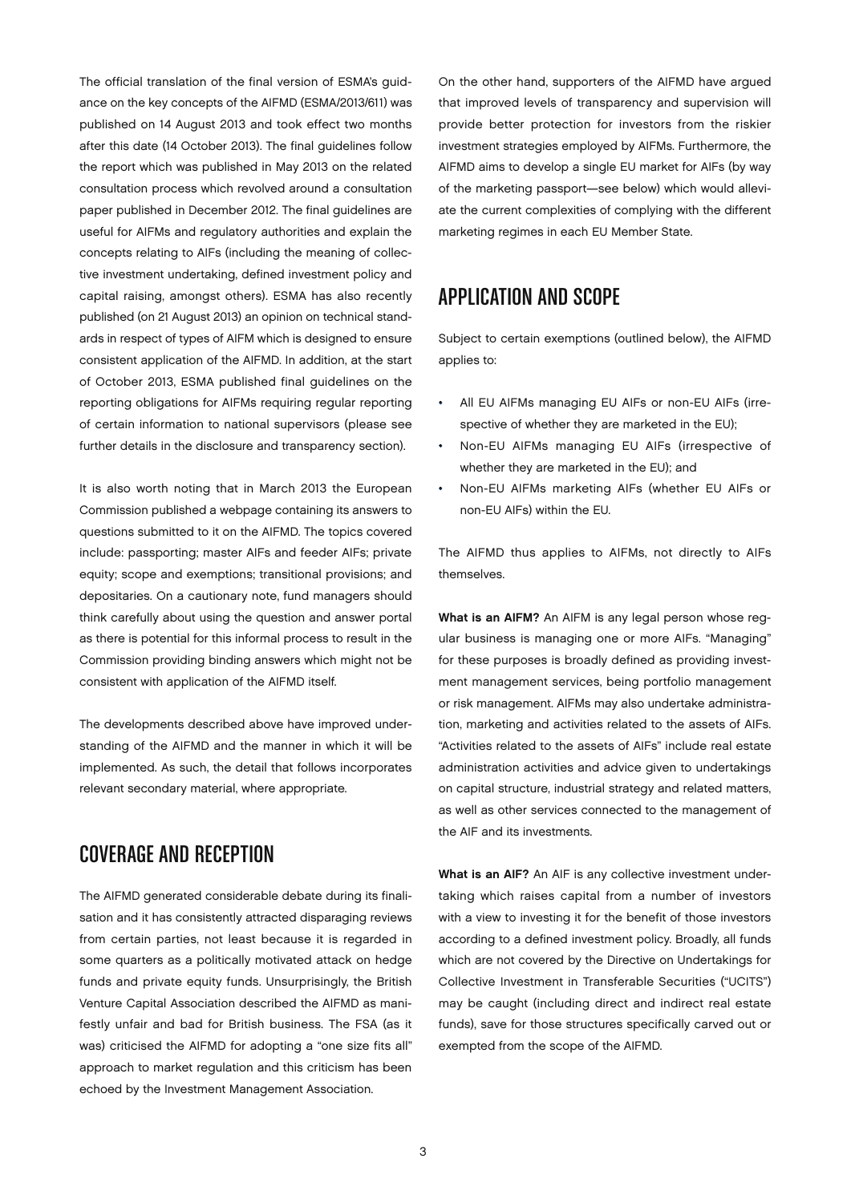The official translation of the final version of ESMA's guidance on the key concepts of the AIFMD (ESMA/2013/611) was published on 14 August 2013 and took effect two months after this date (14 October 2013). The final guidelines follow the report which was published in May 2013 on the related consultation process which revolved around a consultation paper published in December 2012. The final guidelines are useful for AIFMs and regulatory authorities and explain the concepts relating to AIFs (including the meaning of collective investment undertaking, defined investment policy and capital raising, amongst others). ESMA has also recently published (on 21 August 2013) an opinion on technical standards in respect of types of AIFM which is designed to ensure consistent application of the AIFMD. In addition, at the start of October 2013, ESMA published final guidelines on the reporting obligations for AIFMs requiring regular reporting of certain information to national supervisors (please see further details in the disclosure and transparency section).

It is also worth noting that in March 2013 the European Commission published a webpage containing its answers to questions submitted to it on the AIFMD. The topics covered include: passporting; master AIFs and feeder AIFs; private equity; scope and exemptions; transitional provisions; and depositaries. On a cautionary note, fund managers should think carefully about using the question and answer portal as there is potential for this informal process to result in the Commission providing binding answers which might not be consistent with application of the AIFMD itself.

The developments described above have improved understanding of the AIFMD and the manner in which it will be implemented. As such, the detail that follows incorporates relevant secondary material, where appropriate.

## COVERAGE AND RECEPTION

The AIFMD generated considerable debate during its finalisation and it has consistently attracted disparaging reviews from certain parties, not least because it is regarded in some quarters as a politically motivated attack on hedge funds and private equity funds. Unsurprisingly, the British Venture Capital Association described the AIFMD as manifestly unfair and bad for British business. The FSA (as it was) criticised the AIFMD for adopting a "one size fits all" approach to market regulation and this criticism has been echoed by the Investment Management Association.

On the other hand, supporters of the AIFMD have argued that improved levels of transparency and supervision will provide better protection for investors from the riskier investment strategies employed by AIFMs. Furthermore, the AIFMD aims to develop a single EU market for AIFs (by way of the marketing passport—see below) which would alleviate the current complexities of complying with the different marketing regimes in each EU Member State.

## APPLICATION AND SCOPE

Subject to certain exemptions (outlined below), the AIFMD applies to:

- All EU AIFMs managing EU AIFs or non-EU AIFs (irrespective of whether they are marketed in the EU);
- Non-EU AIFMs managing EU AIFs (irrespective of whether they are marketed in the EU); and
- Non-EU AIFMs marketing AIFs (whether EU AIFs or non-EU AIFs) within the EU.

The AIFMD thus applies to AIFMs, not directly to AIFs themselves.

**What is an AIFM?** An AIFM is any legal person whose regular business is managing one or more AIFs. "Managing" for these purposes is broadly defined as providing investment management services, being portfolio management or risk management. AIFMs may also undertake administration, marketing and activities related to the assets of AIFs. "Activities related to the assets of AIFs" include real estate administration activities and advice given to undertakings on capital structure, industrial strategy and related matters, as well as other services connected to the management of the AIF and its investments.

**What is an AIF?** An AIF is any collective investment undertaking which raises capital from a number of investors with a view to investing it for the benefit of those investors according to a defined investment policy. Broadly, all funds which are not covered by the Directive on Undertakings for Collective Investment in Transferable Securities ("UCITS") may be caught (including direct and indirect real estate funds), save for those structures specifically carved out or exempted from the scope of the AIFMD.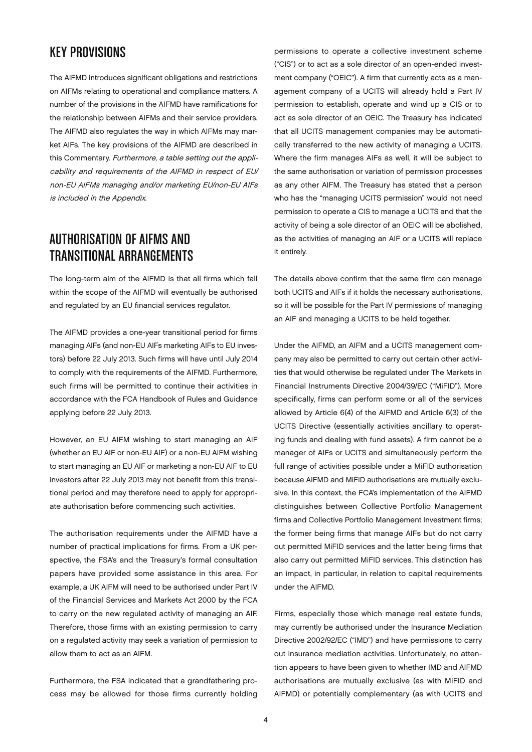## KEY PROVISIONS

The AIFMD introduces significant obligations and restrictions on AIFMs relating to operational and compliance matters. A number of the provisions in the AIFMD have ramifications for the relationship between AIFMs and their service providers. The AIFMD also regulates the way in which AIFMs may market AIFs. The key provisions of the AIFMD are described in this Commentary. *Furthermore, a table setting out the applicability and requirements of the AIFMD in respect of EU/non-EU AIFMs managing and/or marketing EU/non-EU AIFs is included in the Appendix.*

## AUTHORISATION OF AIFMS AND TRANSITIONAL ARRANGEMENTS

The long-term aim of the AIFMD is that all firms which fall within the scope of the AIFMD will eventually be authorised and regulated by an EU financial services regulator.

The AIFMD provides a one-year transitional period for firms managing AIFs (and non-EU AIFs marketing AIFs to EU investors) before 22 July 2013. Such firms will have until July 2014 to comply with the requirements of the AIFMD. Furthermore, such firms will be permitted to continue their activities in accordance with the FCA Handbook of Rules and Guidance applying before 22 July 2013.

However, an EU AIFM wishing to start managing an AIF (whether an EU AIF or non-EU AIF) or a non-EU AIFM wishing to start managing an EU AIF or marketing a non-EU AIF to EU investors after 22 July 2013 may not benefit from this transitional period and may therefore need to apply for appropriate authorisation before commencing such activities.

The authorisation requirements under the AIFMD have a number of practical implications for firms. From a UK perspective, the FSA's and the Treasury's formal consultation papers have provided some assistance in this area. For example, a UK AIFM will need to be authorised under Part IV of the Financial Services and Markets Act 2000 by the FCA to carry on the new regulated activity of managing an AIF. Therefore, those firms with an existing permission to carry on a regulated activity may seek a variation of permission to allow them to act as an AIFM.

Furthermore, the FSA indicated that a grandfathering process may be allowed for those firms currently holding permissions to operate a collective investment scheme ("CIS") or to act as a sole director of an open-ended investment company ("OEIC"). A firm that currently acts as a management company of a UCITS will already hold a Part IV permission to establish, operate and wind up a CIS or to act as sole director of an OEIC. The Treasury has indicated that all UCITS management companies may be automatically transferred to the new activity of managing a UCITS. Where the firm manages AIFs as well, it will be subject to the same authorisation or variation of permission processes as any other AIFM. The Treasury has stated that a person who has the "managing UCITS permission" would not need permission to operate a CIS to manage a UCITS and that the activity of being a sole director of an OEIC will be abolished, as the activities of managing an AIF or a UCITS will replace it entirely.

The details above confirm that the same firm can manage both UCITS and AIFs if it holds the necessary authorisations, so it will be possible for the Part IV permissions of managing an AIF and managing a UCITS to be held together.

Under the AIFMD, an AIFM and a UCITS management company may also be permitted to carry out certain other activities that would otherwise be regulated under The Markets in Financial Instruments Directive 2004/39/EC ("MiFID"). More specifically, firms can perform some or all of the services allowed by Article 6(4) of the AIFMD and Article 6(3) of the UCITS Directive (essentially activities ancillary to operating funds and dealing with fund assets). A firm cannot be a manager of AIFs or UCITS and simultaneously perform the full range of activities possible under a MiFID authorisation because AIFMD and MiFID authorisations are mutually exclusive. In this context, the FCA's implementation of the AIFMD distinguishes between Collective Portfolio Management firms and Collective Portfolio Management Investment firms; the former being firms that manage AIFs but do not carry out permitted MiFID services and the latter being firms that also carry out permitted MiFID services. This distinction has an impact, in particular, in relation to capital requirements under the AIFMD.

Firms, especially those which manage real estate funds, may currently be authorised under the Insurance Mediation Directive 2002/92/EC ("IMD") and have permissions to carry out insurance mediation activities. Unfortunately, no attention appears to have been given to whether IMD and AIFMD authorisations are mutually exclusive (as with MiFID and AIFMD) or potentially complementary (as with UCITS and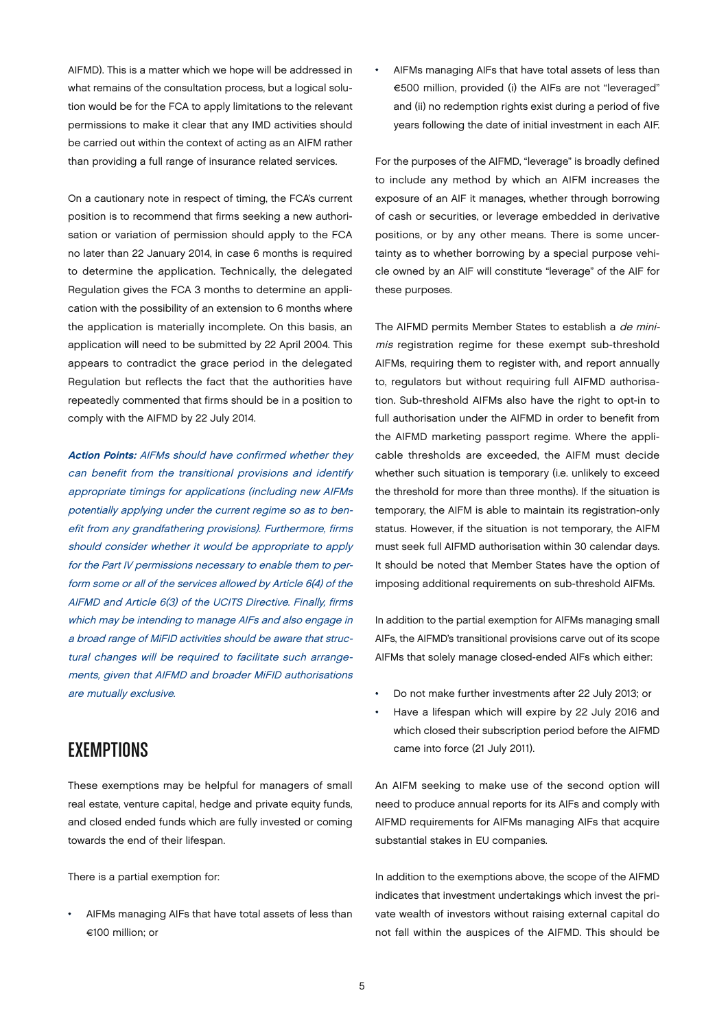AIFMD). This is a matter which we hope will be addressed in what remains of the consultation process, but a logical solution would be for the FCA to apply limitations to the relevant permissions to make it clear that any IMD activities should be carried out within the context of acting as an AIFM rather than providing a full range of insurance related services.

On a cautionary note in respect of timing, the FCA's current position is to recommend that firms seeking a new authorisation or variation of permission should apply to the FCA no later than 22 January 2014, in case 6 months is required to determine the application. Technically, the delegated Regulation gives the FCA 3 months to determine an application with the possibility of an extension to 6 months where the application is materially incomplete. On this basis, an application will need to be submitted by 22 April 2004. This appears to contradict the grace period in the delegated Regulation but reflects the fact that the authorities have repeatedly commented that firms should be in a position to comply with the AIFMD by 22 July 2014.

***Action Points:*** *AIFMs should have confirmed whether they can benefit from the transitional provisions and identify appropriate timings for applications (including new AIFMs potentially applying under the current regime so as to benefit from any grandfathering provisions). Furthermore, firms should consider whether it would be appropriate to apply for the Part IV permissions necessary to enable them to perform some or all of the services allowed by Article 6(4) of the AIFMD and Article 6(3) of the UCITS Directive. Finally, firms which may be intending to manage AIFs and also engage in a broad range of MiFID activities should be aware that structural changes will be required to facilitate such arrangements, given that AIFMD and broader MiFID authorisations are mutually exclusive.*

## EXEMPTIONS

These exemptions may be helpful for managers of small real estate, venture capital, hedge and private equity funds, and closed ended funds which are fully invested or coming towards the end of their lifespan.

There is a partial exemption for:

- AIFMs managing AIFs that have total assets of less than €100 million; or
- AIFMs managing AIFs that have total assets of less than €500 million, provided (i) the AIFs are not "leveraged" and (ii) no redemption rights exist during a period of five years following the date of initial investment in each AIF.

For the purposes of the AIFMD, "leverage" is broadly defined to include any method by which an AIFM increases the exposure of an AIF it manages, whether through borrowing of cash or securities, or leverage embedded in derivative positions, or by any other means. There is some uncertainty as to whether borrowing by a special purpose vehicle owned by an AIF will constitute "leverage" of the AIF for these purposes.

The AIFMD permits Member States to establish a *de minimis* registration regime for these exempt sub-threshold AIFMs, requiring them to register with, and report annually to, regulators but without requiring full AIFMD authorisation. Sub-threshold AIFMs also have the right to opt-in to full authorisation under the AIFMD in order to benefit from the AIFMD marketing passport regime. Where the applicable thresholds are exceeded, the AIFM must decide whether such situation is temporary (i.e. unlikely to exceed the threshold for more than three months). If the situation is temporary, the AIFM is able to maintain its registration-only status. However, if the situation is not temporary, the AIFM must seek full AIFMD authorisation within 30 calendar days. It should be noted that Member States have the option of imposing additional requirements on sub-threshold AIFMs.

In addition to the partial exemption for AIFMs managing small AIFs, the AIFMD's transitional provisions carve out of its scope AIFMs that solely manage closed-ended AIFs which either:

- Do not make further investments after 22 July 2013; or
- Have a lifespan which will expire by 22 July 2016 and which closed their subscription period before the AIFMD came into force (21 July 2011).

An AIFM seeking to make use of the second option will need to produce annual reports for its AIFs and comply with AIFMD requirements for AIFMs managing AIFs that acquire substantial stakes in EU companies.

In addition to the exemptions above, the scope of the AIFMD indicates that investment undertakings which invest the private wealth of investors without raising external capital do not fall within the auspices of the AIFMD. This should be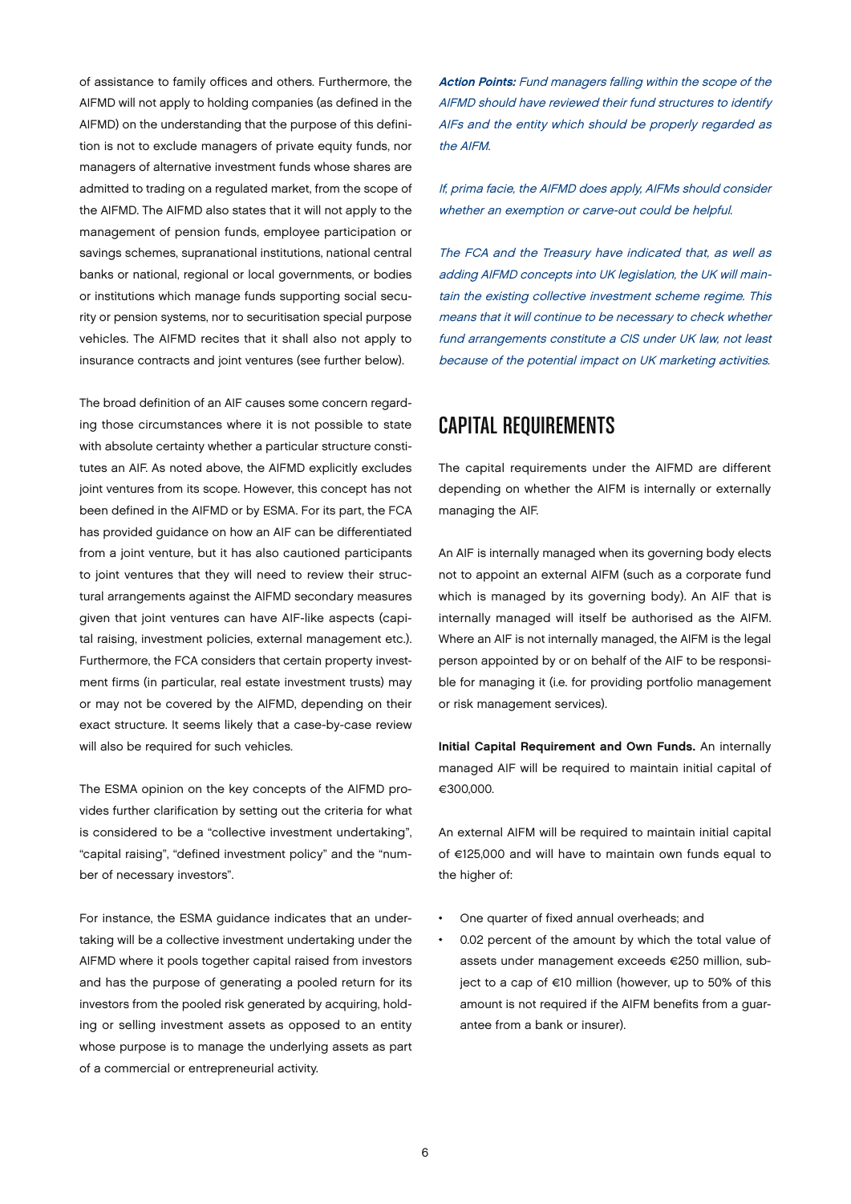of assistance to family offices and others. Furthermore, the AIFMD will not apply to holding companies (as defined in the AIFMD) on the understanding that the purpose of this definition is not to exclude managers of private equity funds, nor managers of alternative investment funds whose shares are admitted to trading on a regulated market, from the scope of the AIFMD. The AIFMD also states that it will not apply to the management of pension funds, employee participation or savings schemes, supranational institutions, national central banks or national, regional or local governments, or bodies or institutions which manage funds supporting social security or pension systems, nor to securitisation special purpose vehicles. The AIFMD recites that it shall also not apply to insurance contracts and joint ventures (see further below).

The broad definition of an AIF causes some concern regarding those circumstances where it is not possible to state with absolute certainty whether a particular structure constitutes an AIF. As noted above, the AIFMD explicitly excludes joint ventures from its scope. However, this concept has not been defined in the AIFMD or by ESMA. For its part, the FCA has provided guidance on how an AIF can be differentiated from a joint venture, but it has also cautioned participants to joint ventures that they will need to review their structural arrangements against the AIFMD secondary measures given that joint ventures can have AIF-like aspects (capital raising, investment policies, external management etc.). Furthermore, the FCA considers that certain property investment firms (in particular, real estate investment trusts) may or may not be covered by the AIFMD, depending on their exact structure. It seems likely that a case-by-case review will also be required for such vehicles.

The ESMA opinion on the key concepts of the AIFMD provides further clarification by setting out the criteria for what is considered to be a "collective investment undertaking", "capital raising", "defined investment policy" and the "number of necessary investors".

For instance, the ESMA guidance indicates that an undertaking will be a collective investment undertaking under the AIFMD where it pools together capital raised from investors and has the purpose of generating a pooled return for its investors from the pooled risk generated by acquiring, holding or selling investment assets as opposed to an entity whose purpose is to manage the underlying assets as part of a commercial or entrepreneurial activity.

***Action Points:*** *Fund managers falling within the scope of the AIFMD should have reviewed their fund structures to identify AIFs and the entity which should be properly regarded as the AIFM.*

*If, prima facie, the AIFMD does apply, AIFMs should consider whether an exemption or carve-out could be helpful.*

*The FCA and the Treasury have indicated that, as well as adding AIFMD concepts into UK legislation, the UK will maintain the existing collective investment scheme regime. This means that it will continue to be necessary to check whether fund arrangements constitute a CIS under UK law, not least because of the potential impact on UK marketing activities.*

## CAPITAL REQUIREMENTS

The capital requirements under the AIFMD are different depending on whether the AIFM is internally or externally managing the AIF.

An AIF is internally managed when its governing body elects not to appoint an external AIFM (such as a corporate fund which is managed by its governing body). An AIF that is internally managed will itself be authorised as the AIFM. Where an AIF is not internally managed, the AIFM is the legal person appointed by or on behalf of the AIF to be responsible for managing it (i.e. for providing portfolio management or risk management services).

**Initial Capital Requirement and Own Funds.** An internally managed AIF will be required to maintain initial capital of €300,000.

An external AIFM will be required to maintain initial capital of €125,000 and will have to maintain own funds equal to the higher of:

- One quarter of fixed annual overheads; and
- 0.02 percent of the amount by which the total value of assets under management exceeds €250 million, subject to a cap of €10 million (however, up to 50% of this amount is not required if the AIFM benefits from a guarantee from a bank or insurer).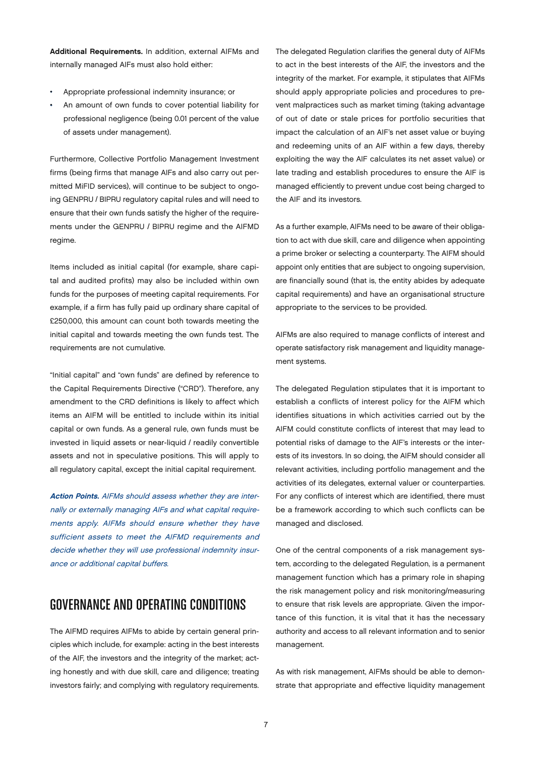**Additional Requirements.** In addition, external AIFMs and internally managed AIFs must also hold either:

- Appropriate professional indemnity insurance; or
- An amount of own funds to cover potential liability for professional negligence (being 0.01 percent of the value of assets under management).

Furthermore, Collective Portfolio Management Investment firms (being firms that manage AIFs and also carry out permitted MiFID services), will continue to be subject to ongoing GENPRU / BIPRU regulatory capital rules and will need to ensure that their own funds satisfy the higher of the requirements under the GENPRU / BIPRU regime and the AIFMD regime.

Items included as initial capital (for example, share capital and audited profits) may also be included within own funds for the purposes of meeting capital requirements. For example, if a firm has fully paid up ordinary share capital of £250,000, this amount can count both towards meeting the initial capital and towards meeting the own funds test. The requirements are not cumulative.

"Initial capital" and "own funds" are defined by reference to the Capital Requirements Directive ("CRD"). Therefore, any amendment to the CRD definitions is likely to affect which items an AIFM will be entitled to include within its initial capital or own funds. As a general rule, own funds must be invested in liquid assets or near-liquid / readily convertible assets and not in speculative positions. This will apply to all regulatory capital, except the initial capital requirement.

***Action Points.*** *AIFMs should assess whether they are internally or externally managing AIFs and what capital requirements apply. AIFMs should ensure whether they have sufficient assets to meet the AIFMD requirements and decide whether they will use professional indemnity insurance or additional capital buffers.*

## GOVERNANCE AND OPERATING CONDITIONS

The AIFMD requires AIFMs to abide by certain general principles which include, for example: acting in the best interests of the AIF, the investors and the integrity of the market; acting honestly and with due skill, care and diligence; treating investors fairly; and complying with regulatory requirements.

The delegated Regulation clarifies the general duty of AIFMs to act in the best interests of the AIF, the investors and the integrity of the market. For example, it stipulates that AIFMs should apply appropriate policies and procedures to prevent malpractices such as market timing (taking advantage of out of date or stale prices for portfolio securities that impact the calculation of an AIF's net asset value or buying and redeeming units of an AIF within a few days, thereby exploiting the way the AIF calculates its net asset value) or late trading and establish procedures to ensure the AIF is managed efficiently to prevent undue cost being charged to the AIF and its investors.

As a further example, AIFMs need to be aware of their obligation to act with due skill, care and diligence when appointing a prime broker or selecting a counterparty. The AIFM should appoint only entities that are subject to ongoing supervision, are financially sound (that is, the entity abides by adequate capital requirements) and have an organisational structure appropriate to the services to be provided.

AIFMs are also required to manage conflicts of interest and operate satisfactory risk management and liquidity management systems.

The delegated Regulation stipulates that it is important to establish a conflicts of interest policy for the AIFM which identifies situations in which activities carried out by the AIFM could constitute conflicts of interest that may lead to potential risks of damage to the AIF's interests or the interests of its investors. In so doing, the AIFM should consider all relevant activities, including portfolio management and the activities of its delegates, external valuer or counterparties. For any conflicts of interest which are identified, there must be a framework according to which such conflicts can be managed and disclosed.

One of the central components of a risk management system, according to the delegated Regulation, is a permanent management function which has a primary role in shaping the risk management policy and risk monitoring/measuring to ensure that risk levels are appropriate. Given the importance of this function, it is vital that it has the necessary authority and access to all relevant information and to senior management.

As with risk management, AIFMs should be able to demonstrate that appropriate and effective liquidity management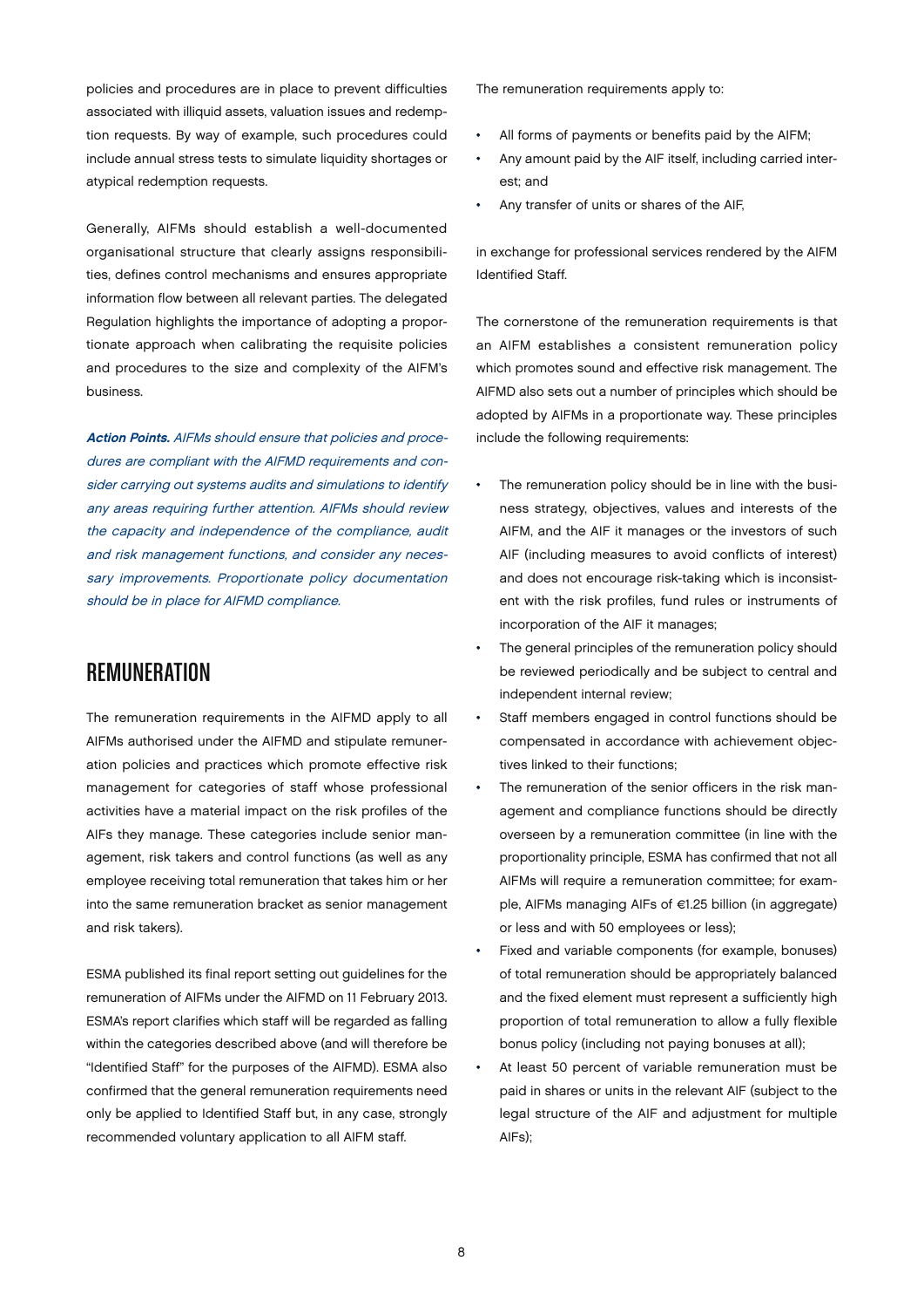policies and procedures are in place to prevent difficulties associated with illiquid assets, valuation issues and redemption requests. By way of example, such procedures could include annual stress tests to simulate liquidity shortages or atypical redemption requests.

Generally, AIFMs should establish a well-documented organisational structure that clearly assigns responsibilities, defines control mechanisms and ensures appropriate information flow between all relevant parties. The delegated Regulation highlights the importance of adopting a proportionate approach when calibrating the requisite policies and procedures to the size and complexity of the AIFM's business.

***Action Points.*** *AIFMs should ensure that policies and procedures are compliant with the AIFMD requirements and consider carrying out systems audits and simulations to identify any areas requiring further attention. AIFMs should review the capacity and independence of the compliance, audit and risk management functions, and consider any necessary improvements. Proportionate policy documentation should be in place for AIFMD compliance.*

## REMUNERATION

The remuneration requirements in the AIFMD apply to all AIFMs authorised under the AIFMD and stipulate remuneration policies and practices which promote effective risk management for categories of staff whose professional activities have a material impact on the risk profiles of the AIFs they manage. These categories include senior management, risk takers and control functions (as well as any employee receiving total remuneration that takes him or her into the same remuneration bracket as senior management and risk takers).

ESMA published its final report setting out guidelines for the remuneration of AIFMs under the AIFMD on 11 February 2013. ESMA's report clarifies which staff will be regarded as falling within the categories described above (and will therefore be "Identified Staff" for the purposes of the AIFMD). ESMA also confirmed that the general remuneration requirements need only be applied to Identified Staff but, in any case, strongly recommended voluntary application to all AIFM staff.

The remuneration requirements apply to:

- All forms of payments or benefits paid by the AIFM;
- Any amount paid by the AIF itself, including carried interest; and
- Any transfer of units or shares of the AIF,

in exchange for professional services rendered by the AIFM Identified Staff.

The cornerstone of the remuneration requirements is that an AIFM establishes a consistent remuneration policy which promotes sound and effective risk management. The AIFMD also sets out a number of principles which should be adopted by AIFMs in a proportionate way. These principles include the following requirements:

- The remuneration policy should be in line with the business strategy, objectives, values and interests of the AIFM, and the AIF it manages or the investors of such AIF (including measures to avoid conflicts of interest) and does not encourage risk-taking which is inconsistent with the risk profiles, fund rules or instruments of incorporation of the AIF it manages;
- The general principles of the remuneration policy should be reviewed periodically and be subject to central and independent internal review;
- Staff members engaged in control functions should be compensated in accordance with achievement objectives linked to their functions;
- The remuneration of the senior officers in the risk management and compliance functions should be directly overseen by a remuneration committee (in line with the proportionality principle, ESMA has confirmed that not all AIFMs will require a remuneration committee; for example, AIFMs managing AIFs of €1.25 billion (in aggregate) or less and with 50 employees or less);
- Fixed and variable components (for example, bonuses) of total remuneration should be appropriately balanced and the fixed element must represent a sufficiently high proportion of total remuneration to allow a fully flexible bonus policy (including not paying bonuses at all);
- At least 50 percent of variable remuneration must be paid in shares or units in the relevant AIF (subject to the legal structure of the AIF and adjustment for multiple AIFs);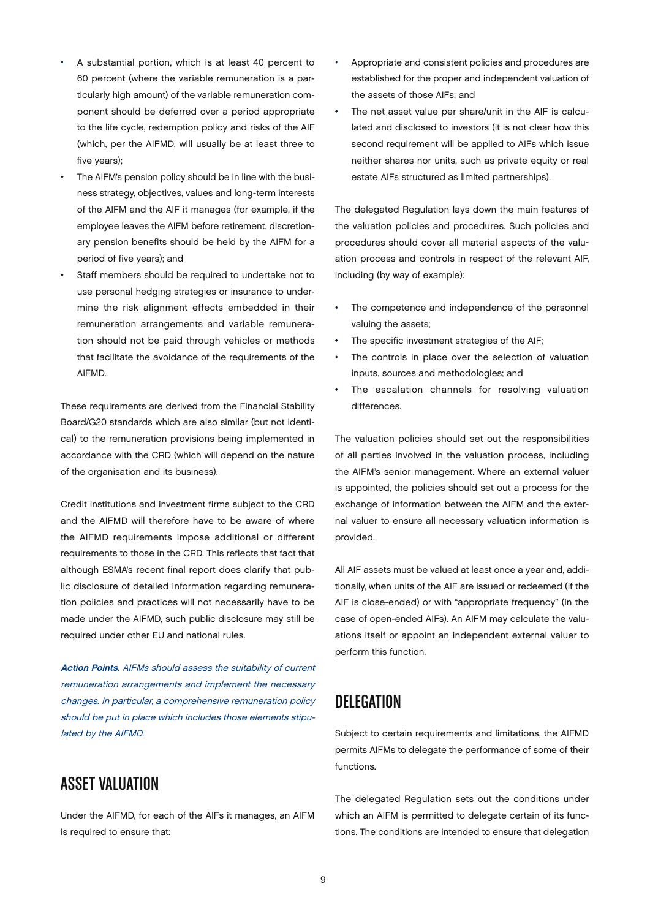- A substantial portion, which is at least 40 percent to 60 percent (where the variable remuneration is a particularly high amount) of the variable remuneration component should be deferred over a period appropriate to the life cycle, redemption policy and risks of the AIF (which, per the AIFMD, will usually be at least three to five years);
- The AIFM's pension policy should be in line with the business strategy, objectives, values and long-term interests of the AIFM and the AIF it manages (for example, if the employee leaves the AIFM before retirement, discretionary pension benefits should be held by the AIFM for a period of five years); and
- Staff members should be required to undertake not to use personal hedging strategies or insurance to undermine the risk alignment effects embedded in their remuneration arrangements and variable remuneration should not be paid through vehicles or methods that facilitate the avoidance of the requirements of the AIFMD.

These requirements are derived from the Financial Stability Board/G20 standards which are also similar (but not identical) to the remuneration provisions being implemented in accordance with the CRD (which will depend on the nature of the organisation and its business).

Credit institutions and investment firms subject to the CRD and the AIFMD will therefore have to be aware of where the AIFMD requirements impose additional or different requirements to those in the CRD. This reflects that fact that although ESMA's recent final report does clarify that public disclosure of detailed information regarding remuneration policies and practices will not necessarily have to be made under the AIFMD, such public disclosure may still be required under other EU and national rules.

***Action Points.*** *AIFMs should assess the suitability of current remuneration arrangements and implement the necessary changes. In particular, a comprehensive remuneration policy should be put in place which includes those elements stipulated by the AIFMD.*

## ASSET VALUATION

Under the AIFMD, for each of the AIFs it manages, an AIFM is required to ensure that:

- Appropriate and consistent policies and procedures are established for the proper and independent valuation of the assets of those AIFs; and
- The net asset value per share/unit in the AIF is calculated and disclosed to investors (it is not clear how this second requirement will be applied to AIFs which issue neither shares nor units, such as private equity or real estate AIFs structured as limited partnerships).

The delegated Regulation lays down the main features of the valuation policies and procedures. Such policies and procedures should cover all material aspects of the valuation process and controls in respect of the relevant AIF, including (by way of example):

- The competence and independence of the personnel valuing the assets;
- The specific investment strategies of the AIF;
- The controls in place over the selection of valuation inputs, sources and methodologies; and
- The escalation channels for resolving valuation differences.

The valuation policies should set out the responsibilities of all parties involved in the valuation process, including the AIFM's senior management. Where an external valuer is appointed, the policies should set out a process for the exchange of information between the AIFM and the external valuer to ensure all necessary valuation information is provided.

All AIF assets must be valued at least once a year and, additionally, when units of the AIF are issued or redeemed (if the AIF is close-ended) or with "appropriate frequency" (in the case of open-ended AIFs). An AIFM may calculate the valuations itself or appoint an independent external valuer to perform this function.

## DELEGATION

Subject to certain requirements and limitations, the AIFMD permits AIFMs to delegate the performance of some of their functions.

The delegated Regulation sets out the conditions under which an AIFM is permitted to delegate certain of its functions. The conditions are intended to ensure that delegation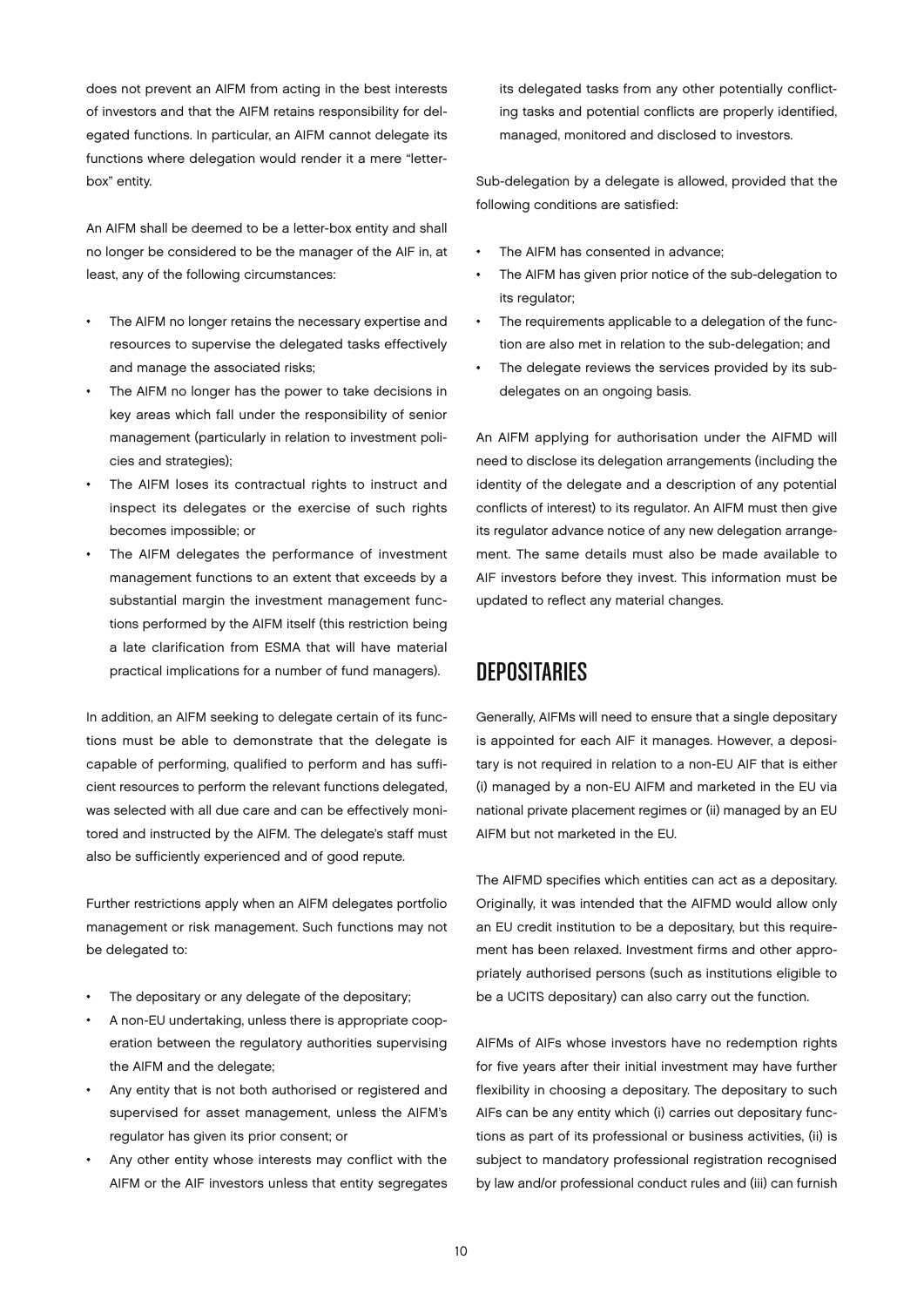does not prevent an AIFM from acting in the best interests of investors and that the AIFM retains responsibility for delegated functions. In particular, an AIFM cannot delegate its functions where delegation would render it a mere "letter-box" entity.

An AIFM shall be deemed to be a letter-box entity and shall no longer be considered to be the manager of the AIF in, at least, any of the following circumstances:

- The AIFM no longer retains the necessary expertise and resources to supervise the delegated tasks effectively and manage the associated risks;
- The AIFM no longer has the power to take decisions in key areas which fall under the responsibility of senior management (particularly in relation to investment policies and strategies);
- The AIFM loses its contractual rights to instruct and inspect its delegates or the exercise of such rights becomes impossible; or
- The AIFM delegates the performance of investment management functions to an extent that exceeds by a substantial margin the investment management functions performed by the AIFM itself (this restriction being a late clarification from ESMA that will have material practical implications for a number of fund managers).

In addition, an AIFM seeking to delegate certain of its functions must be able to demonstrate that the delegate is capable of performing, qualified to perform and has sufficient resources to perform the relevant functions delegated, was selected with all due care and can be effectively monitored and instructed by the AIFM. The delegate's staff must also be sufficiently experienced and of good repute.

Further restrictions apply when an AIFM delegates portfolio management or risk management. Such functions may not be delegated to:

- The depositary or any delegate of the depositary;
- A non-EU undertaking, unless there is appropriate cooperation between the regulatory authorities supervising the AIFM and the delegate;
- Any entity that is not both authorised or registered and supervised for asset management, unless the AIFM's regulator has given its prior consent; or
- Any other entity whose interests may conflict with the AIFM or the AIF investors unless that entity segregates its delegated tasks from any other potentially conflicting tasks and potential conflicts are properly identified, managed, monitored and disclosed to investors.

Sub-delegation by a delegate is allowed, provided that the following conditions are satisfied:

- The AIFM has consented in advance;
- The AIFM has given prior notice of the sub-delegation to its regulator;
- The requirements applicable to a delegation of the function are also met in relation to the sub-delegation; and
- The delegate reviews the services provided by its sub-delegates on an ongoing basis.

An AIFM applying for authorisation under the AIFMD will need to disclose its delegation arrangements (including the identity of the delegate and a description of any potential conflicts of interest) to its regulator. An AIFM must then give its regulator advance notice of any new delegation arrangement. The same details must also be made available to AIF investors before they invest. This information must be updated to reflect any material changes.

## DEPOSITARIES

Generally, AIFMs will need to ensure that a single depositary is appointed for each AIF it manages. However, a depositary is not required in relation to a non-EU AIF that is either (i) managed by a non-EU AIFM and marketed in the EU via national private placement regimes or (ii) managed by an EU AIFM but not marketed in the EU.

The AIFMD specifies which entities can act as a depositary. Originally, it was intended that the AIFMD would allow only an EU credit institution to be a depositary, but this requirement has been relaxed. Investment firms and other appropriately authorised persons (such as institutions eligible to be a UCITS depositary) can also carry out the function.

AIFMs of AIFs whose investors have no redemption rights for five years after their initial investment may have further flexibility in choosing a depositary. The depositary to such AIFs can be any entity which (i) carries out depositary functions as part of its professional or business activities, (ii) is subject to mandatory professional registration recognised by law and/or professional conduct rules and (iii) can furnish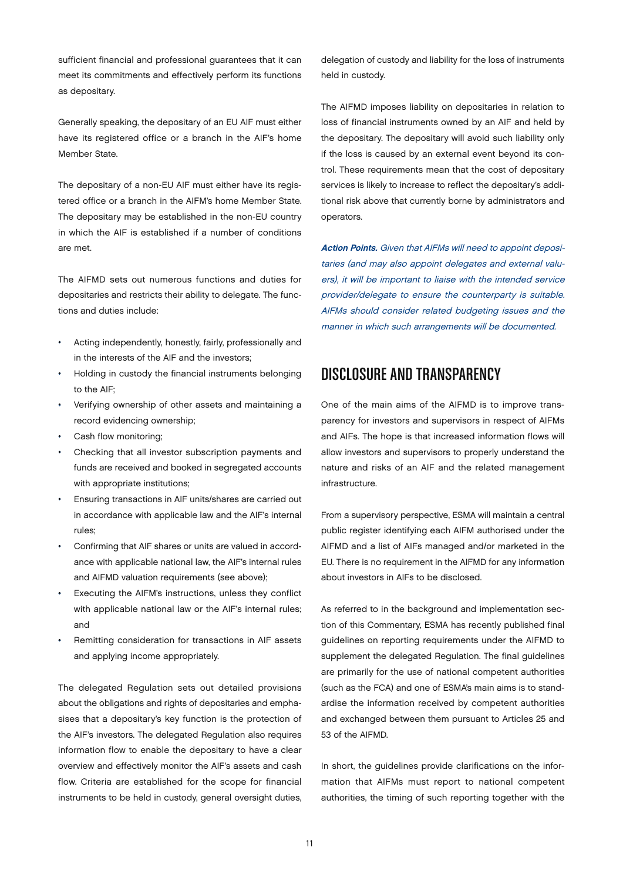sufficient financial and professional guarantees that it can meet its commitments and effectively perform its functions as depositary.

Generally speaking, the depositary of an EU AIF must either have its registered office or a branch in the AIF's home Member State.

The depositary of a non-EU AIF must either have its registered office or a branch in the AIFM's home Member State. The depositary may be established in the non-EU country in which the AIF is established if a number of conditions are met.

The AIFMD sets out numerous functions and duties for depositaries and restricts their ability to delegate. The functions and duties include:

- Acting independently, honestly, fairly, professionally and in the interests of the AIF and the investors;
- Holding in custody the financial instruments belonging to the AIF;
- Verifying ownership of other assets and maintaining a record evidencing ownership;
- Cash flow monitoring;
- Checking that all investor subscription payments and funds are received and booked in segregated accounts with appropriate institutions;
- Ensuring transactions in AIF units/shares are carried out in accordance with applicable law and the AIF's internal rules;
- Confirming that AIF shares or units are valued in accordance with applicable national law, the AIF's internal rules and AIFMD valuation requirements (see above);
- Executing the AIFM's instructions, unless they conflict with applicable national law or the AIF's internal rules; and
- Remitting consideration for transactions in AIF assets and applying income appropriately.

The delegated Regulation sets out detailed provisions about the obligations and rights of depositaries and emphasises that a depositary's key function is the protection of the AIF's investors. The delegated Regulation also requires information flow to enable the depositary to have a clear overview and effectively monitor the AIF's assets and cash flow. Criteria are established for the scope for financial instruments to be held in custody, general oversight duties, delegation of custody and liability for the loss of instruments held in custody.

The AIFMD imposes liability on depositaries in relation to loss of financial instruments owned by an AIF and held by the depositary. The depositary will avoid such liability only if the loss is caused by an external event beyond its control. These requirements mean that the cost of depositary services is likely to increase to reflect the depositary's additional risk above that currently borne by administrators and operators.

***Action Points.*** *Given that AIFMs will need to appoint depositaries (and may also appoint delegates and external valuers), it will be important to liaise with the intended service provider/delegate to ensure the counterparty is suitable. AIFMs should consider related budgeting issues and the manner in which such arrangements will be documented.*

## DISCLOSURE AND TRANSPARENCY

One of the main aims of the AIFMD is to improve transparency for investors and supervisors in respect of AIFMs and AIFs. The hope is that increased information flows will allow investors and supervisors to properly understand the nature and risks of an AIF and the related management infrastructure.

From a supervisory perspective, ESMA will maintain a central public register identifying each AIFM authorised under the AIFMD and a list of AIFs managed and/or marketed in the EU. There is no requirement in the AIFMD for any information about investors in AIFs to be disclosed.

As referred to in the background and implementation section of this Commentary, ESMA has recently published final guidelines on reporting requirements under the AIFMD to supplement the delegated Regulation. The final guidelines are primarily for the use of national competent authorities (such as the FCA) and one of ESMA's main aims is to standardise the information received by competent authorities and exchanged between them pursuant to Articles 25 and 53 of the AIFMD.

In short, the guidelines provide clarifications on the information that AIFMs must report to national competent authorities, the timing of such reporting together with the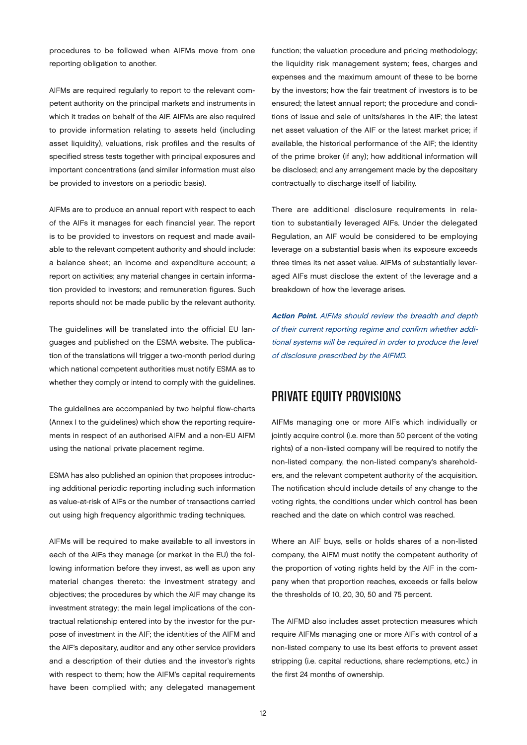procedures to be followed when AIFMs move from one reporting obligation to another.

AIFMs are required regularly to report to the relevant competent authority on the principal markets and instruments in which it trades on behalf of the AIF. AIFMs are also required to provide information relating to assets held (including asset liquidity), valuations, risk profiles and the results of specified stress tests together with principal exposures and important concentrations (and similar information must also be provided to investors on a periodic basis).

AIFMs are to produce an annual report with respect to each of the AIFs it manages for each financial year. The report is to be provided to investors on request and made available to the relevant competent authority and should include: a balance sheet; an income and expenditure account; a report on activities; any material changes in certain information provided to investors; and remuneration figures. Such reports should not be made public by the relevant authority.

The guidelines will be translated into the official EU languages and published on the ESMA website. The publication of the translations will trigger a two-month period during which national competent authorities must notify ESMA as to whether they comply or intend to comply with the guidelines.

The guidelines are accompanied by two helpful flow-charts (Annex I to the guidelines) which show the reporting requirements in respect of an authorised AIFM and a non-EU AIFM using the national private placement regime.

ESMA has also published an opinion that proposes introducing additional periodic reporting including such information as value-at-risk of AIFs or the number of transactions carried out using high frequency algorithmic trading techniques.

AIFMs will be required to make available to all investors in each of the AIFs they manage (or market in the EU) the following information before they invest, as well as upon any material changes thereto: the investment strategy and objectives; the procedures by which the AIF may change its investment strategy; the main legal implications of the contractual relationship entered into by the investor for the purpose of investment in the AIF; the identities of the AIFM and the AIF's depositary, auditor and any other service providers and a description of their duties and the investor's rights with respect to them; how the AIFM's capital requirements have been complied with; any delegated management function; the valuation procedure and pricing methodology; the liquidity risk management system; fees, charges and expenses and the maximum amount of these to be borne by the investors; how the fair treatment of investors is to be ensured; the latest annual report; the procedure and conditions of issue and sale of units/shares in the AIF; the latest net asset valuation of the AIF or the latest market price; if available, the historical performance of the AIF; the identity of the prime broker (if any); how additional information will be disclosed; and any arrangement made by the depositary contractually to discharge itself of liability.

There are additional disclosure requirements in relation to substantially leveraged AIFs. Under the delegated Regulation, an AIF would be considered to be employing leverage on a substantial basis when its exposure exceeds three times its net asset value. AIFMs of substantially leveraged AIFs must disclose the extent of the leverage and a breakdown of how the leverage arises.

***Action Point.*** *AIFMs should review the breadth and depth of their current reporting regime and confirm whether additional systems will be required in order to produce the level of disclosure prescribed by the AIFMD.*

## PRIVATE EQUITY PROVISIONS

AIFMs managing one or more AIFs which individually or jointly acquire control (i.e. more than 50 percent of the voting rights) of a non-listed company will be required to notify the non-listed company, the non-listed company's shareholders, and the relevant competent authority of the acquisition. The notification should include details of any change to the voting rights, the conditions under which control has been reached and the date on which control was reached.

Where an AIF buys, sells or holds shares of a non-listed company, the AIFM must notify the competent authority of the proportion of voting rights held by the AIF in the company when that proportion reaches, exceeds or falls below the thresholds of 10, 20, 30, 50 and 75 percent.

The AIFMD also includes asset protection measures which require AIFMs managing one or more AIFs with control of a non-listed company to use its best efforts to prevent asset stripping (i.e. capital reductions, share redemptions, etc.) in the first 24 months of ownership.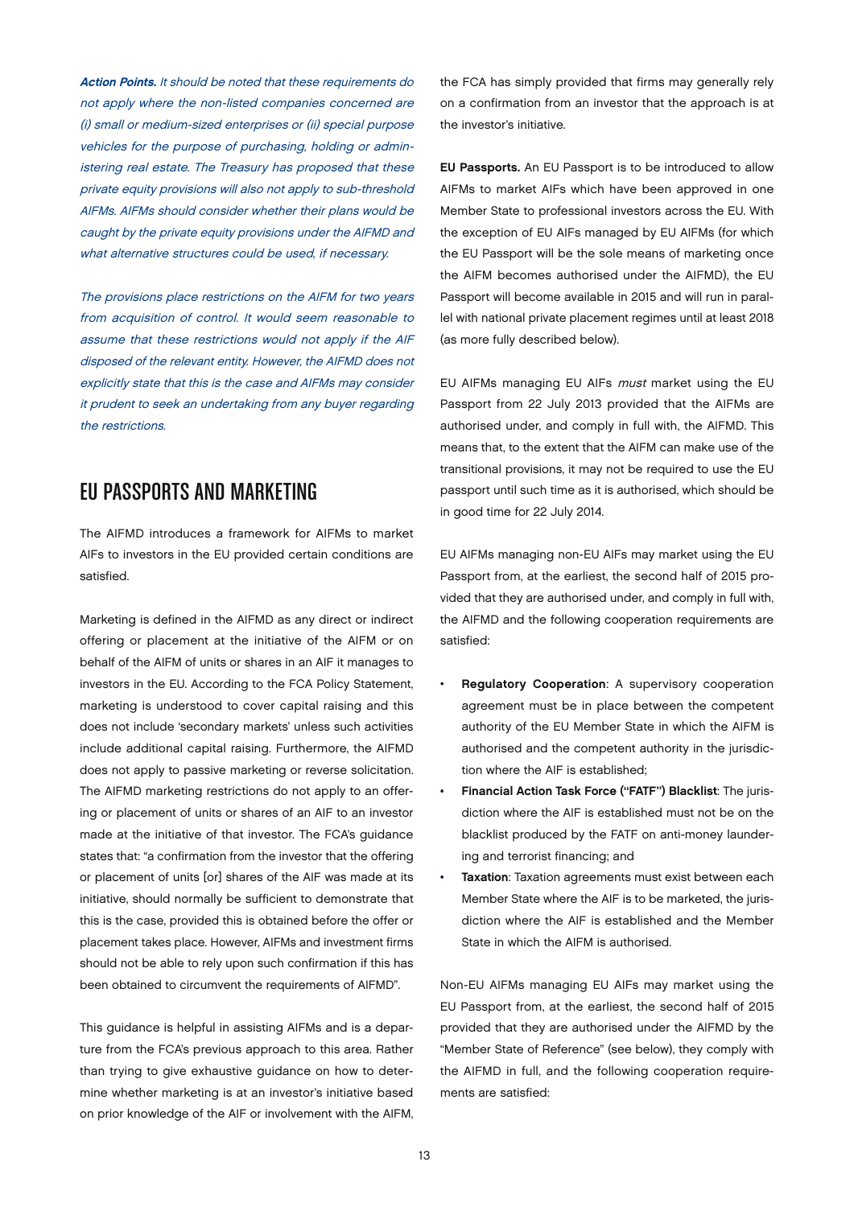***Action Points.** It should be noted that these requirements do not apply where the non-listed companies concerned are (i) small or medium-sized enterprises or (ii) special purpose vehicles for the purpose of purchasing, holding or administering real estate. The Treasury has proposed that these private equity provisions will also not apply to sub-threshold AIFMs. AIFMs should consider whether their plans would be caught by the private equity provisions under the AIFMD and what alternative structures could be used, if necessary.*

*The provisions place restrictions on the AIFM for two years from acquisition of control. It would seem reasonable to assume that these restrictions would not apply if the AIF disposed of the relevant entity. However, the AIFMD does not explicitly state that this is the case and AIFMs may consider it prudent to seek an undertaking from any buyer regarding the restrictions.*

## EU PASSPORTS AND MARKETING

The AIFMD introduces a framework for AIFMs to market AIFs to investors in the EU provided certain conditions are satisfied.

Marketing is defined in the AIFMD as any direct or indirect offering or placement at the initiative of the AIFM or on behalf of the AIFM of units or shares in an AIF it manages to investors in the EU. According to the FCA Policy Statement, marketing is understood to cover capital raising and this does not include 'secondary markets' unless such activities include additional capital raising. Furthermore, the AIFMD does not apply to passive marketing or reverse solicitation. The AIFMD marketing restrictions do not apply to an offering or placement of units or shares of an AIF to an investor made at the initiative of that investor. The FCA's guidance states that: "a confirmation from the investor that the offering or placement of units [or] shares of the AIF was made at its initiative, should normally be sufficient to demonstrate that this is the case, provided this is obtained before the offer or placement takes place. However, AIFMs and investment firms should not be able to rely upon such confirmation if this has been obtained to circumvent the requirements of AIFMD".

This guidance is helpful in assisting AIFMs and is a departure from the FCA's previous approach to this area. Rather than trying to give exhaustive guidance on how to determine whether marketing is at an investor's initiative based on prior knowledge of the AIF or involvement with the AIFM, the FCA has simply provided that firms may generally rely on a confirmation from an investor that the approach is at the investor's initiative.

**EU Passports.** An EU Passport is to be introduced to allow AIFMs to market AIFs which have been approved in one Member State to professional investors across the EU. With the exception of EU AIFs managed by EU AIFMs (for which the EU Passport will be the sole means of marketing once the AIFM becomes authorised under the AIFMD), the EU Passport will become available in 2015 and will run in parallel with national private placement regimes until at least 2018 (as more fully described below).

EU AIFMs managing EU AIFs *must* market using the EU Passport from 22 July 2013 provided that the AIFMs are authorised under, and comply in full with, the AIFMD. This means that, to the extent that the AIFM can make use of the transitional provisions, it may not be required to use the EU passport until such time as it is authorised, which should be in good time for 22 July 2014.

EU AIFMs managing non-EU AIFs may market using the EU Passport from, at the earliest, the second half of 2015 provided that they are authorised under, and comply in full with, the AIFMD and the following cooperation requirements are satisfied:

- **Regulatory Cooperation**: A supervisory cooperation agreement must be in place between the competent authority of the EU Member State in which the AIFM is authorised and the competent authority in the jurisdiction where the AIF is established;
- **Financial Action Task Force ("FATF") Blacklist**: The jurisdiction where the AIF is established must not be on the blacklist produced by the FATF on anti-money laundering and terrorist financing; and
- **Taxation**: Taxation agreements must exist between each Member State where the AIF is to be marketed, the jurisdiction where the AIF is established and the Member State in which the AIFM is authorised.

Non-EU AIFMs managing EU AIFs may market using the EU Passport from, at the earliest, the second half of 2015 provided that they are authorised under the AIFMD by the "Member State of Reference" (see below), they comply with the AIFMD in full, and the following cooperation requirements are satisfied: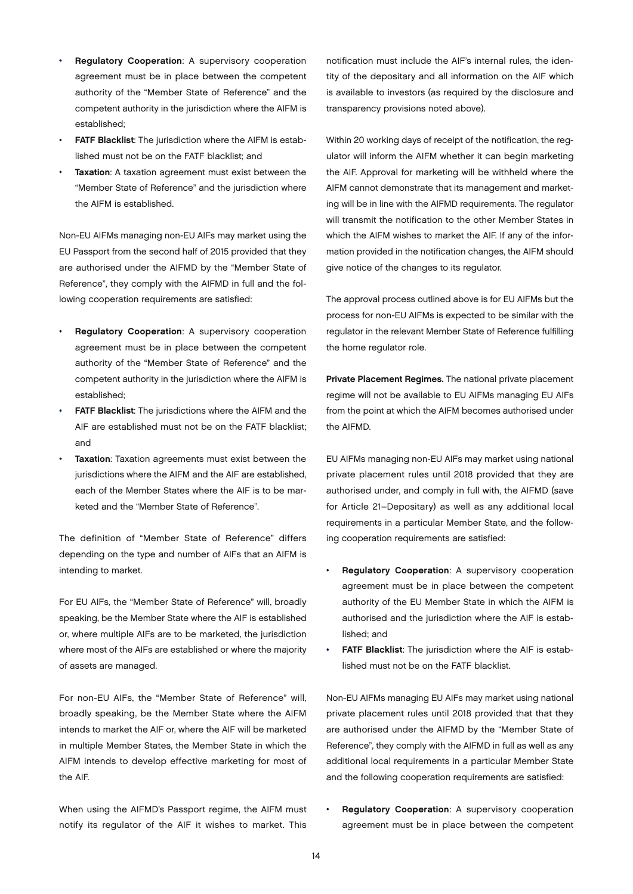- **Regulatory Cooperation**: A supervisory cooperation agreement must be in place between the competent authority of the "Member State of Reference" and the competent authority in the jurisdiction where the AIFM is established;
- **FATF Blacklist**: The jurisdiction where the AIFM is established must not be on the FATF blacklist; and
- **Taxation**: A taxation agreement must exist between the "Member State of Reference" and the jurisdiction where the AIFM is established.

Non-EU AIFMs managing non-EU AIFs may market using the EU Passport from the second half of 2015 provided that they are authorised under the AIFMD by the "Member State of Reference", they comply with the AIFMD in full and the following cooperation requirements are satisfied:

- **Regulatory Cooperation**: A supervisory cooperation agreement must be in place between the competent authority of the "Member State of Reference" and the competent authority in the jurisdiction where the AIFM is established;
- **FATF Blacklist**: The jurisdictions where the AIFM and the AIF are established must not be on the FATF blacklist; and
- **Taxation**: Taxation agreements must exist between the jurisdictions where the AIFM and the AIF are established, each of the Member States where the AIF is to be marketed and the "Member State of Reference".

The definition of "Member State of Reference" differs depending on the type and number of AIFs that an AIFM is intending to market.

For EU AIFs, the "Member State of Reference" will, broadly speaking, be the Member State where the AIF is established or, where multiple AIFs are to be marketed, the jurisdiction where most of the AIFs are established or where the majority of assets are managed.

For non-EU AIFs, the "Member State of Reference" will, broadly speaking, be the Member State where the AIFM intends to market the AIF or, where the AIF will be marketed in multiple Member States, the Member State in which the AIFM intends to develop effective marketing for most of the AIF.

When using the AIFMD's Passport regime, the AIFM must notify its regulator of the AIF it wishes to market. This notification must include the AIF's internal rules, the identity of the depositary and all information on the AIF which is available to investors (as required by the disclosure and transparency provisions noted above).

Within 20 working days of receipt of the notification, the regulator will inform the AIFM whether it can begin marketing the AIF. Approval for marketing will be withheld where the AIFM cannot demonstrate that its management and marketing will be in line with the AIFMD requirements. The regulator will transmit the notification to the other Member States in which the AIFM wishes to market the AIF. If any of the information provided in the notification changes, the AIFM should give notice of the changes to its regulator.

The approval process outlined above is for EU AIFMs but the process for non-EU AIFMs is expected to be similar with the regulator in the relevant Member State of Reference fulfilling the home regulator role.

**Private Placement Regimes.** The national private placement regime will not be available to EU AIFMs managing EU AIFs from the point at which the AIFM becomes authorised under the AIFMD.

EU AIFMs managing non-EU AIFs may market using national private placement rules until 2018 provided that they are authorised under, and comply in full with, the AIFMD (save for Article 21–Depositary) as well as any additional local requirements in a particular Member State, and the following cooperation requirements are satisfied:

- **Regulatory Cooperation**: A supervisory cooperation agreement must be in place between the competent authority of the EU Member State in which the AIFM is authorised and the jurisdiction where the AIF is established; and
- **FATF Blacklist**: The jurisdiction where the AIF is established must not be on the FATF blacklist.

Non-EU AIFMs managing EU AIFs may market using national private placement rules until 2018 provided that that they are authorised under the AIFMD by the "Member State of Reference", they comply with the AIFMD in full as well as any additional local requirements in a particular Member State and the following cooperation requirements are satisfied:

- **Regulatory Cooperation**: A supervisory cooperation agreement must be in place between the competent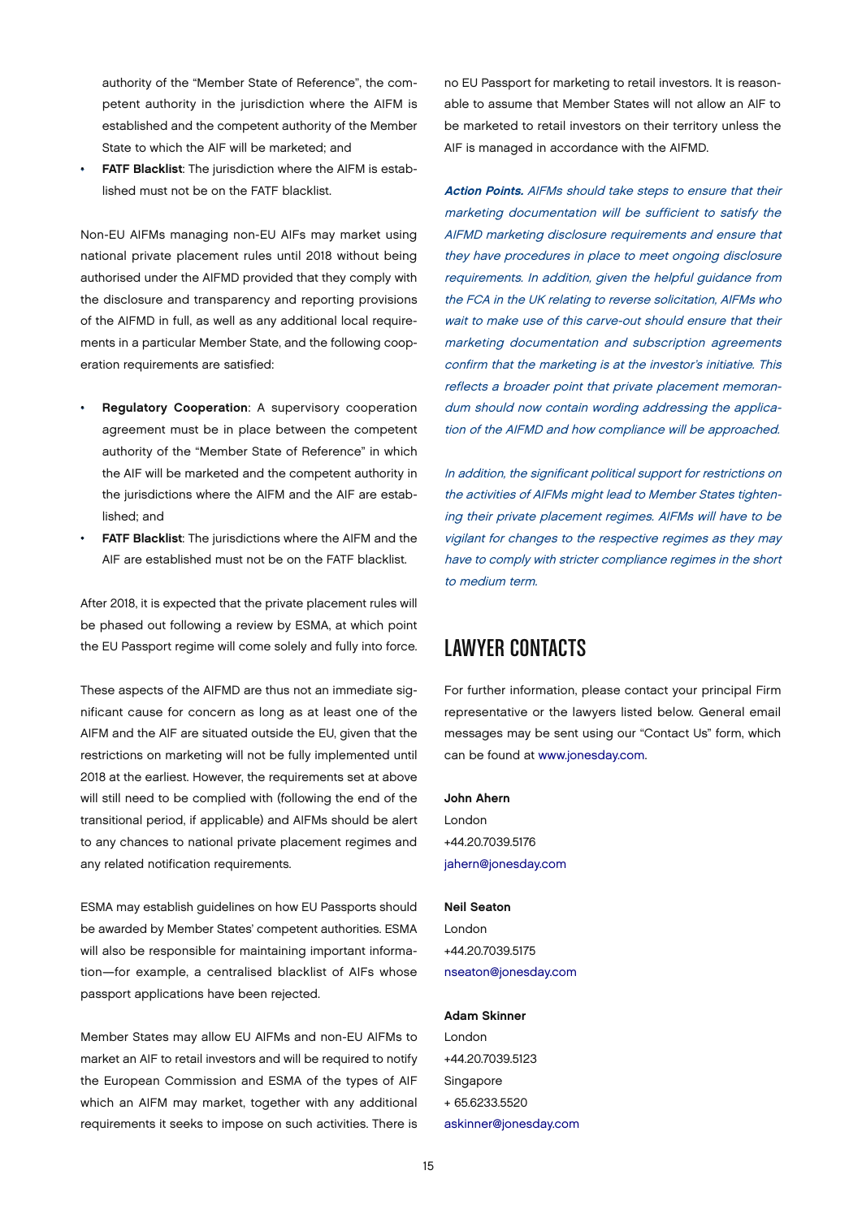authority of the "Member State of Reference", the competent authority in the jurisdiction where the AIFM is established and the competent authority of the Member State to which the AIF will be marketed; and

- **FATF Blacklist**: The jurisdiction where the AIFM is established must not be on the FATF blacklist.

Non-EU AIFMs managing non-EU AIFs may market using national private placement rules until 2018 without being authorised under the AIFMD provided that they comply with the disclosure and transparency and reporting provisions of the AIFMD in full, as well as any additional local requirements in a particular Member State, and the following cooperation requirements are satisfied:

- **Regulatory Cooperation**: A supervisory cooperation agreement must be in place between the competent authority of the "Member State of Reference" in which the AIF will be marketed and the competent authority in the jurisdictions where the AIFM and the AIF are established; and
- **FATF Blacklist**: The jurisdictions where the AIFM and the AIF are established must not be on the FATF blacklist.

After 2018, it is expected that the private placement rules will be phased out following a review by ESMA, at which point the EU Passport regime will come solely and fully into force.

These aspects of the AIFMD are thus not an immediate significant cause for concern as long as at least one of the AIFM and the AIF are situated outside the EU, given that the restrictions on marketing will not be fully implemented until 2018 at the earliest. However, the requirements set at above will still need to be complied with (following the end of the transitional period, if applicable) and AIFMs should be alert to any chances to national private placement regimes and any related notification requirements.

ESMA may establish guidelines on how EU Passports should be awarded by Member States' competent authorities. ESMA will also be responsible for maintaining important information—for example, a centralised blacklist of AIFs whose passport applications have been rejected.

Member States may allow EU AIFMs and non-EU AIFMs to market an AIF to retail investors and will be required to notify the European Commission and ESMA of the types of AIF which an AIFM may market, together with any additional requirements it seeks to impose on such activities. There is no EU Passport for marketing to retail investors. It is reasonable to assume that Member States will not allow an AIF to be marketed to retail investors on their territory unless the AIF is managed in accordance with the AIFMD.

***Action Points.*** *AIFMs should take steps to ensure that their marketing documentation will be sufficient to satisfy the AIFMD marketing disclosure requirements and ensure that they have procedures in place to meet ongoing disclosure requirements. In addition, given the helpful guidance from the FCA in the UK relating to reverse solicitation, AIFMs who wait to make use of this carve-out should ensure that their marketing documentation and subscription agreements confirm that the marketing is at the investor's initiative. This reflects a broader point that private placement memorandum should now contain wording addressing the application of the AIFMD and how compliance will be approached.*

*In addition, the significant political support for restrictions on the activities of AIFMs might lead to Member States tightening their private placement regimes. AIFMs will have to be vigilant for changes to the respective regimes as they may have to comply with stricter compliance regimes in the short to medium term.*

## LAWYER CONTACTS

For further information, please contact your principal Firm representative or the lawyers listed below. General email messages may be sent using our "Contact Us" form, which can be found at www.jonesday.com.

**John Ahern**
London
+44.20.7039.5176
jahern@jonesday.com

**Neil Seaton**
London
+44.20.7039.5175
nseaton@jonesday.com

**Adam Skinner**
London
+44.20.7039.5123
Singapore
+ 65.6233.5520
askinner@jonesday.com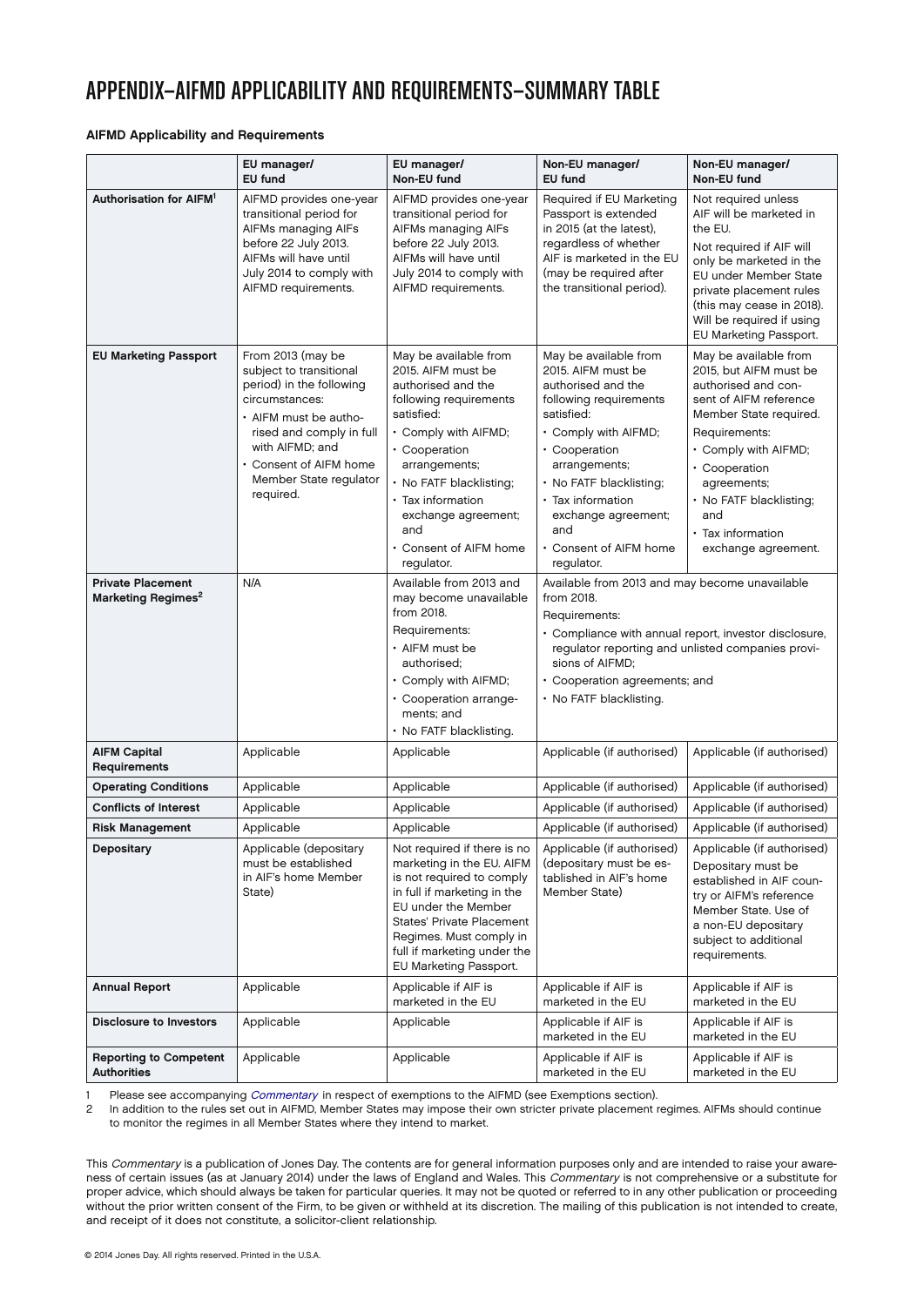# APPENDIX—AIFMD APPLICABILITY AND REQUIREMENTS—SUMMARY TABLE

**AIFMD Applicability and Requirements**

| | EU manager/ EU fund | EU manager/ Non-EU fund | Non-EU manager/ EU fund | Non-EU manager/ Non-EU fund |
|---|---|---|---|---|
| **Authorisation for AIFM**[1] | AIFMD provides one-year transitional period for AIFMs managing AIFs before 22 July 2013. AIFMs will have until July 2014 to comply with AIFMD requirements. | AIFMD provides one-year transitional period for AIFMs managing AIFs before 22 July 2013. AIFMs will have until July 2014 to comply with AIFMD requirements. | Required if EU Marketing Passport is extended in 2015 (at the latest), regardless of whether AIF is marketed in the EU (may be required after the transitional period). | Not required unless AIF will be marketed in the EU. Not required if AIF will only be marketed in the EU under Member State private placement rules (this may cease in 2018). Will be required if using EU Marketing Passport. |
| **EU Marketing Passport** | From 2013 (may be subject to transitional period) in the following circumstances: • AIFM must be authorised and comply in full with AIFMD; and • Consent of AIFM home Member State regulator required. | May be available from 2015. AIFM must be authorised and the following requirements satisfied: • Comply with AIFMD; • Cooperation arrangements; • No FATF blacklisting; • Tax information exchange agreement; and • Consent of AIFM home regulator. | May be available from 2015. AIFM must be authorised and the following requirements satisfied: • Comply with AIFMD; • Cooperation arrangements; • No FATF blacklisting; • Tax information exchange agreement; and • Consent of AIFM home regulator. | May be available from 2015, but AIFM must be authorised and consent of AIFM reference Member State required. Requirements: • Comply with AIFMD; • Cooperation agreements; • No FATF blacklisting; and • Tax information exchange agreement. |
| **Private Placement Marketing Regimes**[2] | N/A | Available from 2013 and may become unavailable from 2018. Requirements: • AIFM must be authorised; • Comply with AIFMD; • Cooperation arrangements; and • No FATF blacklisting. | Available from 2013 and may become unavailable from 2018. Requirements: • Compliance with annual report, investor disclosure, regulator reporting and unlisted companies provisions of AIFMD; • Cooperation agreements; and • No FATF blacklisting. | |
| **AIFM Capital Requirements** | Applicable | Applicable | Applicable (if authorised) | Applicable (if authorised) |
| **Operating Conditions** | Applicable | Applicable | Applicable (if authorised) | Applicable (if authorised) |
| **Conflicts of Interest** | Applicable | Applicable | Applicable (if authorised) | Applicable (if authorised) |
| **Risk Management** | Applicable | Applicable | Applicable (if authorised) | Applicable (if authorised) |
| **Depositary** | Applicable (depositary must be established in AIF's home Member State) | Not required if there is no marketing in the EU. AIFM is not required to comply in full if marketing in the EU under the Member States' Private Placement Regimes. Must comply in full if marketing under the EU Marketing Passport. | Applicable (if authorised) (depositary must be established in AIF's home Member State) | Applicable (if authorised) Depositary must be established in AIF country or AIFM's reference Member State. Use of a non-EU depositary subject to additional requirements. |
| **Annual Report** | Applicable | Applicable if AIF is marketed in the EU | Applicable if AIF is marketed in the EU | Applicable if AIF is marketed in the EU |
| **Disclosure to Investors** | Applicable | Applicable | Applicable if AIF is marketed in the EU | Applicable if AIF is marketed in the EU |
| **Reporting to Competent Authorities** | Applicable | Applicable | Applicable if AIF is marketed in the EU | Applicable if AIF is marketed in the EU |

1 Please see accompanying *Commentary* in respect of exemptions to the AIFMD (see Exemptions section).

2 In addition to the rules set out in AIFMD, Member States may impose their own stricter private placement regimes. AIFMs should continue to monitor the regimes in all Member States where they intend to market.

This *Commentary* is a publication of Jones Day. The contents are for general information purposes only and are intended to raise your awareness of certain issues (as at January 2014) under the laws of England and Wales. This *Commentary* is not comprehensive or a substitute for proper advice, which should always be taken for particular queries. It may not be quoted or referred to in any other publication or proceeding without the prior written consent of the Firm, to be given or withheld at its discretion. The mailing of this publication is not intended to create, and receipt of it does not constitute, a solicitor-client relationship.

© 2014 Jones Day. All rights reserved. Printed in the U.S.A.